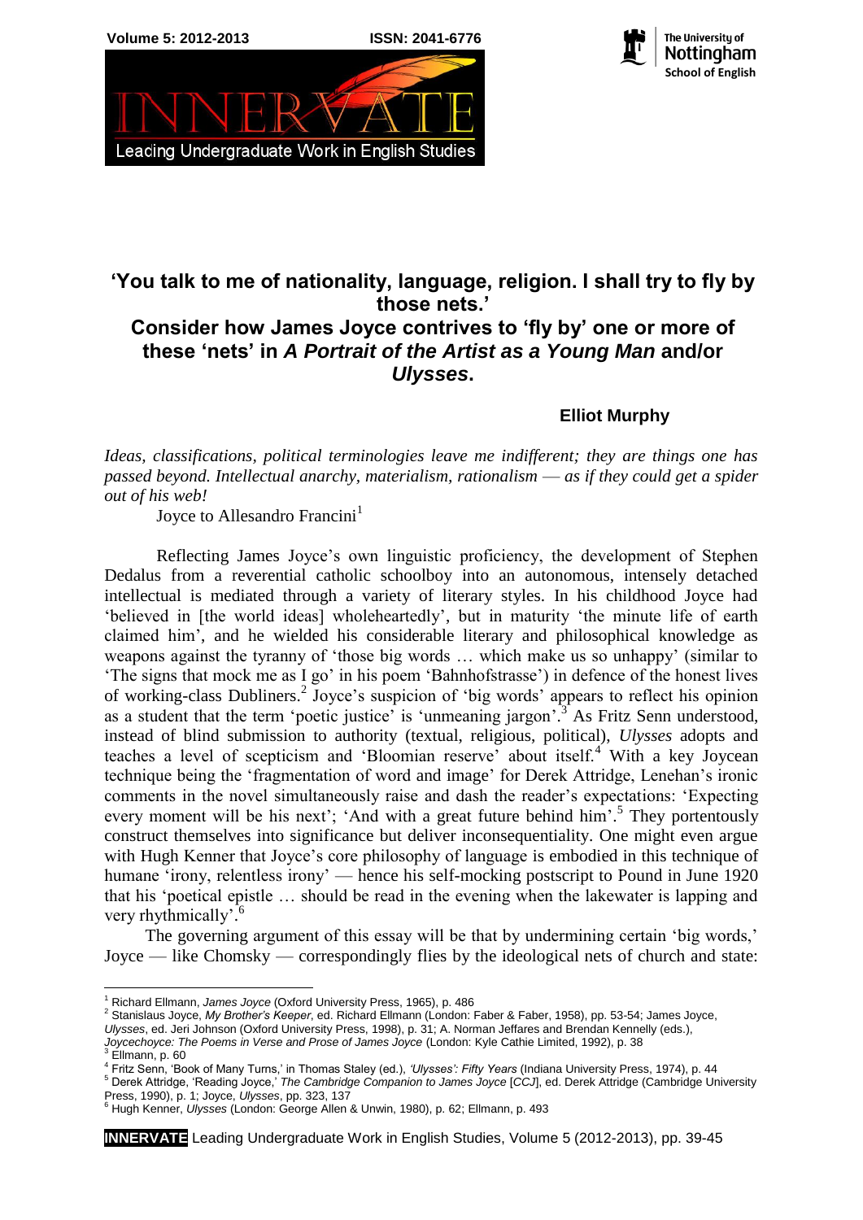# 'You talk to me of nationality, language, religion. I shall try to fly by those nets.' Consider how James Joyce contrives to 'fly by' one or more of these 'nets' in *A Portrait of the Artist as a Young Man* and/or *Ulysses*.

**Elliot Murphy**

*Ideas, classifications, political terminologies leave me indifferent; they are things one has passed beyond. Intellectual anarchy, materialism, rationalism — as if they could get a spider out of his web!*

Joyce to Allesandro Francini[1]

Reflecting James Joyce's own linguistic proficiency, the development of Stephen Dedalus from a reverential catholic schoolboy into an autonomous, intensely detached intellectual is mediated through a variety of literary styles. In his childhood Joyce had 'believed in [the world ideas] wholeheartedly', but in maturity 'the minute life of earth claimed him', and he wielded his considerable literary and philosophical knowledge as weapons against the tyranny of 'those big words … which make us so unhappy' (similar to 'The signs that mock me as I go' in his poem 'Bahnhofstrasse') in defence of the honest lives of working-class Dubliners.[2] Joyce's suspicion of 'big words' appears to reflect his opinion as a student that the term 'poetic justice' is 'unmeaning jargon'.[3] As Fritz Senn understood, instead of blind submission to authority (textual, religious, political), *Ulysses* adopts and teaches a level of scepticism and 'Bloomian reserve' about itself.[4] With a key Joycean technique being the 'fragmentation of word and image' for Derek Attridge, Lenehan's ironic comments in the novel simultaneously raise and dash the reader's expectations: 'Expecting every moment will be his next'; 'And with a great future behind him'.[5] They portentously construct themselves into significance but deliver inconsequentiality. One might even argue with Hugh Kenner that Joyce's core philosophy of language is embodied in this technique of humane 'irony, relentless irony' — hence his self-mocking postscript to Pound in June 1920 that his 'poetical epistle … should be read in the evening when the lakewater is lapping and very rhythmically'.[6]

The governing argument of this essay will be that by undermining certain 'big words,' Joyce — like Chomsky — correspondingly flies by the ideological nets of church and state:

---

[1] Richard Ellmann, *James Joyce* (Oxford University Press, 1965), p. 486

[2] Stanislaus Joyce, *My Brother's Keeper*, ed. Richard Ellmann (London: Faber & Faber, 1958), pp. 53-54; James Joyce, *Ulysses*, ed. Jeri Johnson (Oxford University Press, 1998), p. 31; A. Norman Jeffares and Brendan Kennelly (eds.), *Joycechoyce: The Poems in Verse and Prose of James Joyce* (London: Kyle Cathie Limited, 1992), p. 38

[3] Ellmann, p. 60

[4] Fritz Senn, 'Book of Many Turns,' in Thomas Staley (ed.), *'Ulysses': Fifty Years* (Indiana University Press, 1974), p. 44

[5] Derek Attridge, 'Reading Joyce,' *The Cambridge Companion to James Joyce* [*CCJ*], ed. Derek Attridge (Cambridge University Press, 1990), p. 1; Joyce, *Ulysses*, pp. 323, 137

[6] Hugh Kenner, *Ulysses* (London: George Allen & Unwin, 1980), p. 62; Ellmann, p. 493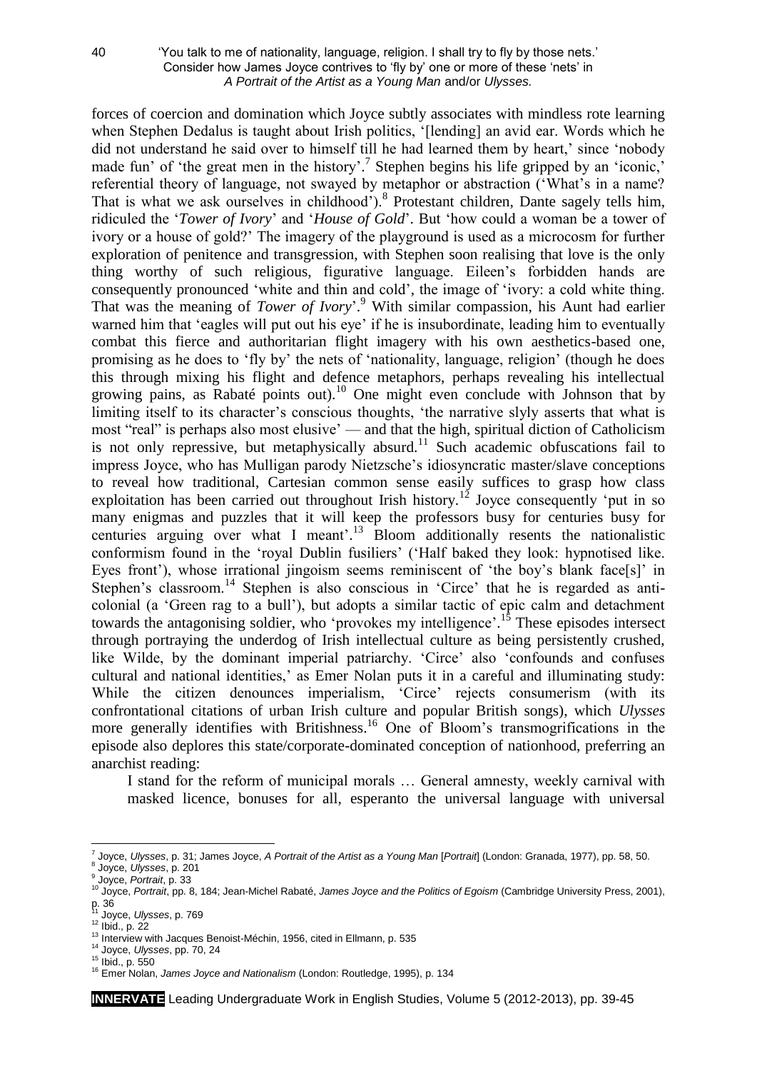forces of coercion and domination which Joyce subtly associates with mindless rote learning when Stephen Dedalus is taught about Irish politics, '[lending] an avid ear. Words which he did not understand he said over to himself till he had learned them by heart,' since 'nobody made fun' of 'the great men in the history'.[7] Stephen begins his life gripped by an 'iconic,' referential theory of language, not swayed by metaphor or abstraction ('What's in a name? That is what we ask ourselves in childhood').[8] Protestant children, Dante sagely tells him, ridiculed the '*Tower of Ivory*' and '*House of Gold*'. But 'how could a woman be a tower of ivory or a house of gold?' The imagery of the playground is used as a microcosm for further exploration of penitence and transgression, with Stephen soon realising that love is the only thing worthy of such religious, figurative language. Eileen's forbidden hands are consequently pronounced 'white and thin and cold', the image of 'ivory: a cold white thing. That was the meaning of *Tower of Ivory*'.[9] With similar compassion, his Aunt had earlier warned him that 'eagles will put out his eye' if he is insubordinate, leading him to eventually combat this fierce and authoritarian flight imagery with his own aesthetics-based one, promising as he does to 'fly by' the nets of 'nationality, language, religion' (though he does this through mixing his flight and defence metaphors, perhaps revealing his intellectual growing pains, as Rabaté points out).[10] One might even conclude with Johnson that by limiting itself to its character's conscious thoughts, 'the narrative slyly asserts that what is most "real" is perhaps also most elusive' — and that the high, spiritual diction of Catholicism is not only repressive, but metaphysically absurd.[11] Such academic obfuscations fail to impress Joyce, who has Mulligan parody Nietzsche's idiosyncratic master/slave conceptions to reveal how traditional, Cartesian common sense easily suffices to grasp how class exploitation has been carried out throughout Irish history.[12] Joyce consequently 'put in so many enigmas and puzzles that it will keep the professors busy for centuries busy for centuries arguing over what I meant'.[13] Bloom additionally resents the nationalistic conformism found in the 'royal Dublin fusiliers' ('Half baked they look: hypnotised like. Eyes front'), whose irrational jingoism seems reminiscent of 'the boy's blank face[s]' in Stephen's classroom.[14] Stephen is also conscious in 'Circe' that he is regarded as anti-colonial (a 'Green rag to a bull'), but adopts a similar tactic of epic calm and detachment towards the antagonising soldier, who 'provokes my intelligence'.[15] These episodes intersect through portraying the underdog of Irish intellectual culture as being persistently crushed, like Wilde, by the dominant imperial patriarchy. 'Circe' also 'confounds and confuses cultural and national identities,' as Emer Nolan puts it in a careful and illuminating study: While the citizen denounces imperialism, 'Circe' rejects consumerism (with its confrontational citations of urban Irish culture and popular British songs), which *Ulysses* more generally identifies with Britishness.[16] One of Bloom's transmogrifications in the episode also deplores this state/corporate-dominated conception of nationhood, preferring an anarchist reading:

> I stand for the reform of municipal morals … General amnesty, weekly carnival with masked licence, bonuses for all, esperanto the universal language with universal

---

[7] Joyce, *Ulysses*, p. 31; James Joyce, *A Portrait of the Artist as a Young Man* [*Portrait*] (London: Granada, 1977), pp. 58, 50.
[8] Joyce, *Ulysses*, p. 201
[9] Joyce, *Portrait*, p. 33
[10] Joyce, *Portrait*, pp. 8, 184; Jean-Michel Rabaté, *James Joyce and the Politics of Egoism* (Cambridge University Press, 2001), p. 36
[11] Joyce, *Ulysses*, p. 769
[12] Ibid., p. 22
[13] Interview with Jacques Benoist-Méchin, 1956, cited in Ellmann, p. 535
[14] Joyce, *Ulysses*, pp. 70, 24
[15] Ibid., p. 550
[16] Emer Nolan, *James Joyce and Nationalism* (London: Routledge, 1995), p. 134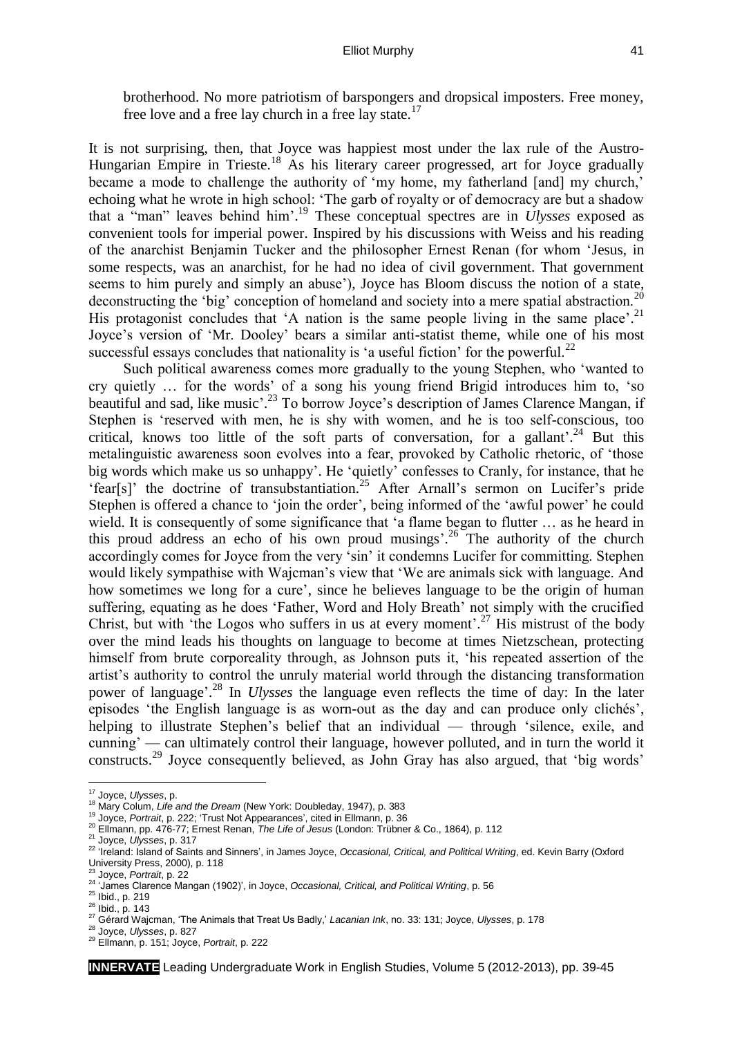brotherhood. No more patriotism of barspongers and dropsical imposters. Free money, free love and a free lay church in a free lay state.[17]

It is not surprising, then, that Joyce was happiest most under the lax rule of the Austro-Hungarian Empire in Trieste.[18] As his literary career progressed, art for Joyce gradually became a mode to challenge the authority of 'my home, my fatherland [and] my church,' echoing what he wrote in high school: 'The garb of royalty or of democracy are but a shadow that a "man" leaves behind him'.[19] These conceptual spectres are in *Ulysses* exposed as convenient tools for imperial power. Inspired by his discussions with Weiss and his reading of the anarchist Benjamin Tucker and the philosopher Ernest Renan (for whom 'Jesus, in some respects, was an anarchist, for he had no idea of civil government. That government seems to him purely and simply an abuse'), Joyce has Bloom discuss the notion of a state, deconstructing the 'big' conception of homeland and society into a mere spatial abstraction.[20] His protagonist concludes that 'A nation is the same people living in the same place'.[21] Joyce's version of 'Mr. Dooley' bears a similar anti-statist theme, while one of his most successful essays concludes that nationality is 'a useful fiction' for the powerful.[22]

Such political awareness comes more gradually to the young Stephen, who 'wanted to cry quietly … for the words' of a song his young friend Brigid introduces him to, 'so beautiful and sad, like music'.[23] To borrow Joyce's description of James Clarence Mangan, if Stephen is 'reserved with men, he is shy with women, and he is too self-conscious, too critical, knows too little of the soft parts of conversation, for a gallant'.[24] But this metalinguistic awareness soon evolves into a fear, provoked by Catholic rhetoric, of 'those big words which make us so unhappy'. He 'quietly' confesses to Cranly, for instance, that he 'fear[s]' the doctrine of transubstantiation.[25] After Arnall's sermon on Lucifer's pride Stephen is offered a chance to 'join the order', being informed of the 'awful power' he could wield. It is consequently of some significance that 'a flame began to flutter … as he heard in this proud address an echo of his own proud musings'.[26] The authority of the church accordingly comes for Joyce from the very 'sin' it condemns Lucifer for committing. Stephen would likely sympathise with Wajcman's view that 'We are animals sick with language. And how sometimes we long for a cure', since he believes language to be the origin of human suffering, equating as he does 'Father, Word and Holy Breath' not simply with the crucified Christ, but with 'the Logos who suffers in us at every moment'.[27] His mistrust of the body over the mind leads his thoughts on language to become at times Nietzschean, protecting himself from brute corporeality through, as Johnson puts it, 'his repeated assertion of the artist's authority to control the unruly material world through the distancing transformation power of language'.[28] In *Ulysses* the language even reflects the time of day: In the later episodes 'the English language is as worn-out as the day and can produce only clichés', helping to illustrate Stephen's belief that an individual — through 'silence, exile, and cunning' — can ultimately control their language, however polluted, and in turn the world it constructs.[29] Joyce consequently believed, as John Gray has also argued, that 'big words'

---

[17] Joyce, *Ulysses*, p.
[18] Mary Colum, *Life and the Dream* (New York: Doubleday, 1947), p. 383
[19] Joyce, *Portrait*, p. 222; 'Trust Not Appearances', cited in Ellmann, p. 36
[20] Ellmann, pp. 476-77; Ernest Renan, *The Life of Jesus* (London: Trübner & Co., 1864), p. 112
[21] Joyce, *Ulysses*, p. 317
[22] 'Ireland: Island of Saints and Sinners', in James Joyce, *Occasional, Critical, and Political Writing*, ed. Kevin Barry (Oxford University Press, 2000), p. 118
[23] Joyce, *Portrait*, p. 22
[24] 'James Clarence Mangan (1902)', in Joyce, *Occasional, Critical, and Political Writing*, p. 56
[25] Ibid., p. 219
[26] Ibid., p. 143
[27] Gérard Wajcman, 'The Animals that Treat Us Badly,' *Lacanian Ink*, no. 33: 131; Joyce, *Ulysses*, p. 178
[28] Joyce, *Ulysses*, p. 827
[29] Ellmann, p. 151; Joyce, *Portrait*, p. 222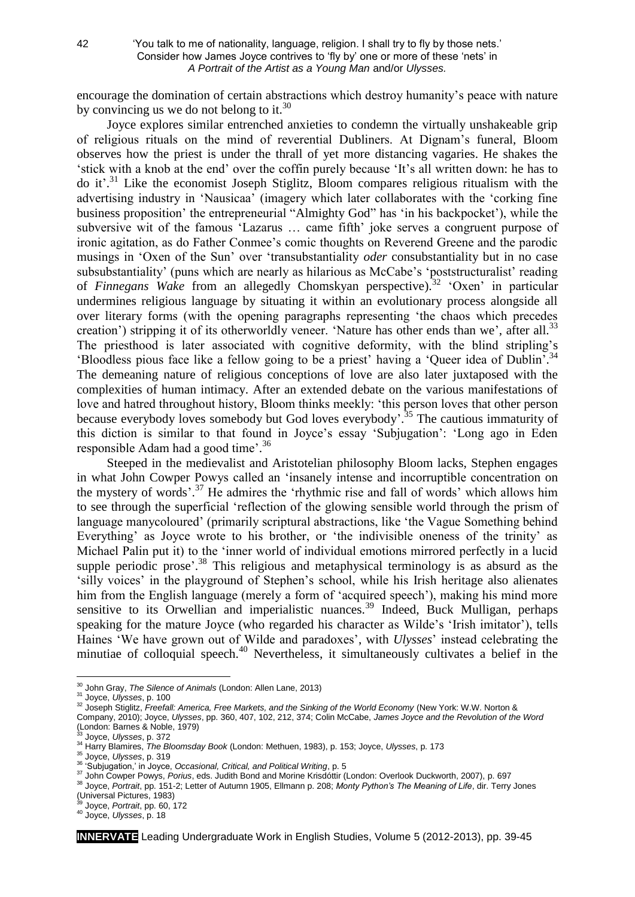encourage the domination of certain abstractions which destroy humanity's peace with nature by convincing us we do not belong to it.[30]

Joyce explores similar entrenched anxieties to condemn the virtually unshakeable grip of religious rituals on the mind of reverential Dubliners. At Dignam's funeral, Bloom observes how the priest is under the thrall of yet more distancing vagaries. He shakes the 'stick with a knob at the end' over the coffin purely because 'It's all written down: he has to do it'.[31] Like the economist Joseph Stiglitz, Bloom compares religious ritualism with the advertising industry in 'Nausicaa' (imagery which later collaborates with the 'corking fine business proposition' the entrepreneurial "Almighty God" has 'in his backpocket'), while the subversive wit of the famous 'Lazarus … came fifth' joke serves a congruent purpose of ironic agitation, as do Father Conmee's comic thoughts on Reverend Greene and the parodic musings in 'Oxen of the Sun' over 'transubstantiality *oder* consubstantiality but in no case subsubstantiality' (puns which are nearly as hilarious as McCabe's 'poststructuralist' reading of *Finnegans Wake* from an allegedly Chomskyan perspective).[32] 'Oxen' in particular undermines religious language by situating it within an evolutionary process alongside all over literary forms (with the opening paragraphs representing 'the chaos which precedes creation') stripping it of its otherworldly veneer. 'Nature has other ends than we', after all.[33] The priesthood is later associated with cognitive deformity, with the blind stripling's 'Bloodless pious face like a fellow going to be a priest' having a 'Queer idea of Dublin'.[34] The demeaning nature of religious conceptions of love are also later juxtaposed with the complexities of human intimacy. After an extended debate on the various manifestations of love and hatred throughout history, Bloom thinks meekly: 'this person loves that other person because everybody loves somebody but God loves everybody'.[35] The cautious immaturity of this diction is similar to that found in Joyce's essay 'Subjugation': 'Long ago in Eden responsible Adam had a good time'.[36]

Steeped in the medievalist and Aristotelian philosophy Bloom lacks, Stephen engages in what John Cowper Powys called an 'insanely intense and incorruptible concentration on the mystery of words'.[37] He admires the 'rhythmic rise and fall of words' which allows him to see through the superficial 'reflection of the glowing sensible world through the prism of language manycoloured' (primarily scriptural abstractions, like 'the Vague Something behind Everything' as Joyce wrote to his brother, or 'the indivisible oneness of the trinity' as Michael Palin put it) to the 'inner world of individual emotions mirrored perfectly in a lucid supple periodic prose'.[38] This religious and metaphysical terminology is as absurd as the 'silly voices' in the playground of Stephen's school, while his Irish heritage also alienates him from the English language (merely a form of 'acquired speech'), making his mind more sensitive to its Orwellian and imperialistic nuances.[39] Indeed, Buck Mulligan, perhaps speaking for the mature Joyce (who regarded his character as Wilde's 'Irish imitator'), tells Haines 'We have grown out of Wilde and paradoxes', with *Ulysses*' instead celebrating the minutiae of colloquial speech.[40] Nevertheless, it simultaneously cultivates a belief in the

---

[30] John Gray, *The Silence of Animals* (London: Allen Lane, 2013)

[31] Joyce, *Ulysses*, p. 100

[32] Joseph Stiglitz, *Freefall: America, Free Markets, and the Sinking of the World Economy* (New York: W.W. Norton & Company, 2010); Joyce, *Ulysses*, pp. 360, 407, 102, 212, 374; Colin McCabe, *James Joyce and the Revolution of the Word* (London: Barnes & Noble, 1979)

[33] Joyce, *Ulysses*, p. 372

[34] Harry Blamires, *The Bloomsday Book* (London: Methuen, 1983), p. 153; Joyce, *Ulysses*, p. 173

[35] Joyce, *Ulysses*, p. 319

[36] 'Subjugation,' in Joyce, *Occasional, Critical, and Political Writing*, p. 5

[37] John Cowper Powys, *Porius*, eds. Judith Bond and Morine Krisdóttir (London: Overlook Duckworth, 2007), p. 697

[38] Joyce, *Portrait*, pp. 151-2; Letter of Autumn 1905, Ellmann p. 208; *Monty Python's The Meaning of Life*, dir. Terry Jones (Universal Pictures, 1983)

[39] Joyce, *Portrait*, pp. 60, 172

[40] Joyce, *Ulysses*, p. 18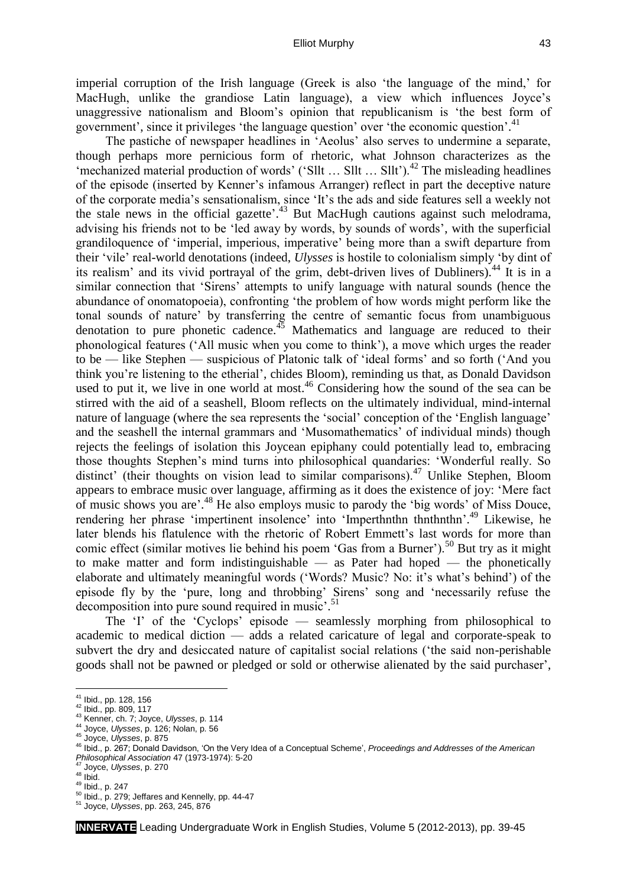imperial corruption of the Irish language (Greek is also 'the language of the mind,' for MacHugh, unlike the grandiose Latin language), a view which influences Joyce's unaggressive nationalism and Bloom's opinion that republicanism is 'the best form of government', since it privileges 'the language question' over 'the economic question'.[41]

The pastiche of newspaper headlines in 'Aeolus' also serves to undermine a separate, though perhaps more pernicious form of rhetoric, what Johnson characterizes as the 'mechanized material production of words' ('Sllt … Sllt … Sllt').[42] The misleading headlines of the episode (inserted by Kenner's infamous Arranger) reflect in part the deceptive nature of the corporate media's sensationalism, since 'It's the ads and side features sell a weekly not the stale news in the official gazette'.[43] But MacHugh cautions against such melodrama, advising his friends not to be 'led away by words, by sounds of words', with the superficial grandiloquence of 'imperial, imperious, imperative' being more than a swift departure from their 'vile' real-world denotations (indeed, *Ulysses* is hostile to colonialism simply 'by dint of its realism' and its vivid portrayal of the grim, debt-driven lives of Dubliners).[44] It is in a similar connection that 'Sirens' attempts to unify language with natural sounds (hence the abundance of onomatopoeia), confronting 'the problem of how words might perform like the tonal sounds of nature' by transferring the centre of semantic focus from unambiguous denotation to pure phonetic cadence.[45] Mathematics and language are reduced to their phonological features ('All music when you come to think'), a move which urges the reader to be — like Stephen — suspicious of Platonic talk of 'ideal forms' and so forth ('And you think you're listening to the etherial', chides Bloom), reminding us that, as Donald Davidson used to put it, we live in one world at most.[46] Considering how the sound of the sea can be stirred with the aid of a seashell, Bloom reflects on the ultimately individual, mind-internal nature of language (where the sea represents the 'social' conception of the 'English language' and the seashell the internal grammars and 'Musomathematics' of individual minds) though rejects the feelings of isolation this Joycean epiphany could potentially lead to, embracing those thoughts Stephen's mind turns into philosophical quandaries: 'Wonderful really. So distinct' (their thoughts on vision lead to similar comparisons).[47] Unlike Stephen, Bloom appears to embrace music over language, affirming as it does the existence of joy: 'Mere fact of music shows you are'.[48] He also employs music to parody the 'big words' of Miss Douce, rendering her phrase 'impertinent insolence' into 'Imperthnthn thnthnthn'.[49] Likewise, he later blends his flatulence with the rhetoric of Robert Emmett's last words for more than comic effect (similar motives lie behind his poem 'Gas from a Burner').[50] But try as it might to make matter and form indistinguishable — as Pater had hoped — the phonetically elaborate and ultimately meaningful words ('Words? Music? No: it's what's behind') of the episode fly by the 'pure, long and throbbing' Sirens' song and 'necessarily refuse the decomposition into pure sound required in music'.[51]

The 'I' of the 'Cyclops' episode — seamlessly morphing from philosophical to academic to medical diction — adds a related caricature of legal and corporate-speak to subvert the dry and desiccated nature of capitalist social relations ('the said non-perishable goods shall not be pawned or pledged or sold or otherwise alienated by the said purchaser',

---

[41] Ibid., pp. 128, 156
[42] Ibid., pp. 809, 117
[43] Kenner, ch. 7; Joyce, *Ulysses*, p. 114
[44] Joyce, *Ulysses*, p. 126; Nolan, p. 56
[45] Joyce, *Ulysses*, p. 875
[46] Ibid., p. 267; Donald Davidson, 'On the Very Idea of a Conceptual Scheme', *Proceedings and Addresses of the American Philosophical Association* 47 (1973-1974): 5-20
[47] Joyce, *Ulysses*, p. 270
[48] Ibid.
[49] Ibid., p. 247
[50] Ibid., p. 279; Jeffares and Kennelly, pp. 44-47
[51] Joyce, *Ulysses*, pp. 263, 245, 876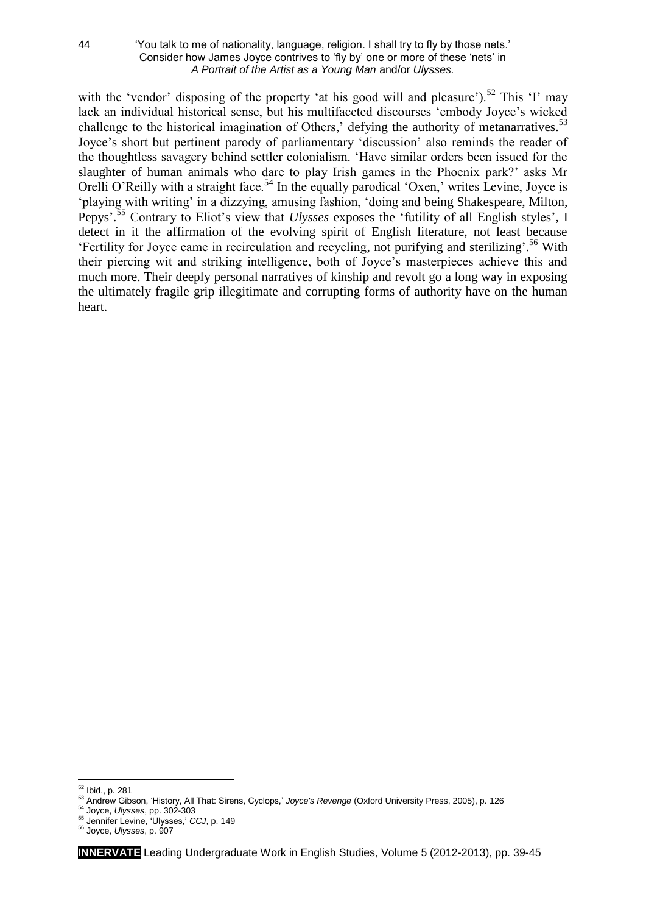with the 'vendor' disposing of the property 'at his good will and pleasure').[52] This 'I' may lack an individual historical sense, but his multifaceted discourses 'embody Joyce's wicked challenge to the historical imagination of Others,' defying the authority of metanarratives.[53] Joyce's short but pertinent parody of parliamentary 'discussion' also reminds the reader of the thoughtless savagery behind settler colonialism. 'Have similar orders been issued for the slaughter of human animals who dare to play Irish games in the Phoenix park?' asks Mr Orelli O'Reilly with a straight face.[54] In the equally parodical 'Oxen,' writes Levine, Joyce is 'playing with writing' in a dizzying, amusing fashion, 'doing and being Shakespeare, Milton, Pepys'.[55] Contrary to Eliot's view that *Ulysses* exposes the 'futility of all English styles', I detect in it the affirmation of the evolving spirit of English literature, not least because 'Fertility for Joyce came in recirculation and recycling, not purifying and sterilizing'.[56] With their piercing wit and striking intelligence, both of Joyce's masterpieces achieve this and much more. Their deeply personal narratives of kinship and revolt go a long way in exposing the ultimately fragile grip illegitimate and corrupting forms of authority have on the human heart.

---

[52] Ibid., p. 281

[53] Andrew Gibson, 'History, All That: Sirens, Cyclops,' *Joyce's Revenge* (Oxford University Press, 2005), p. 126

[54] Joyce, *Ulysses*, pp. 302-303

[55] Jennifer Levine, 'Ulysses,' *CCJ*, p. 149

[56] Joyce, *Ulysses*, p. 907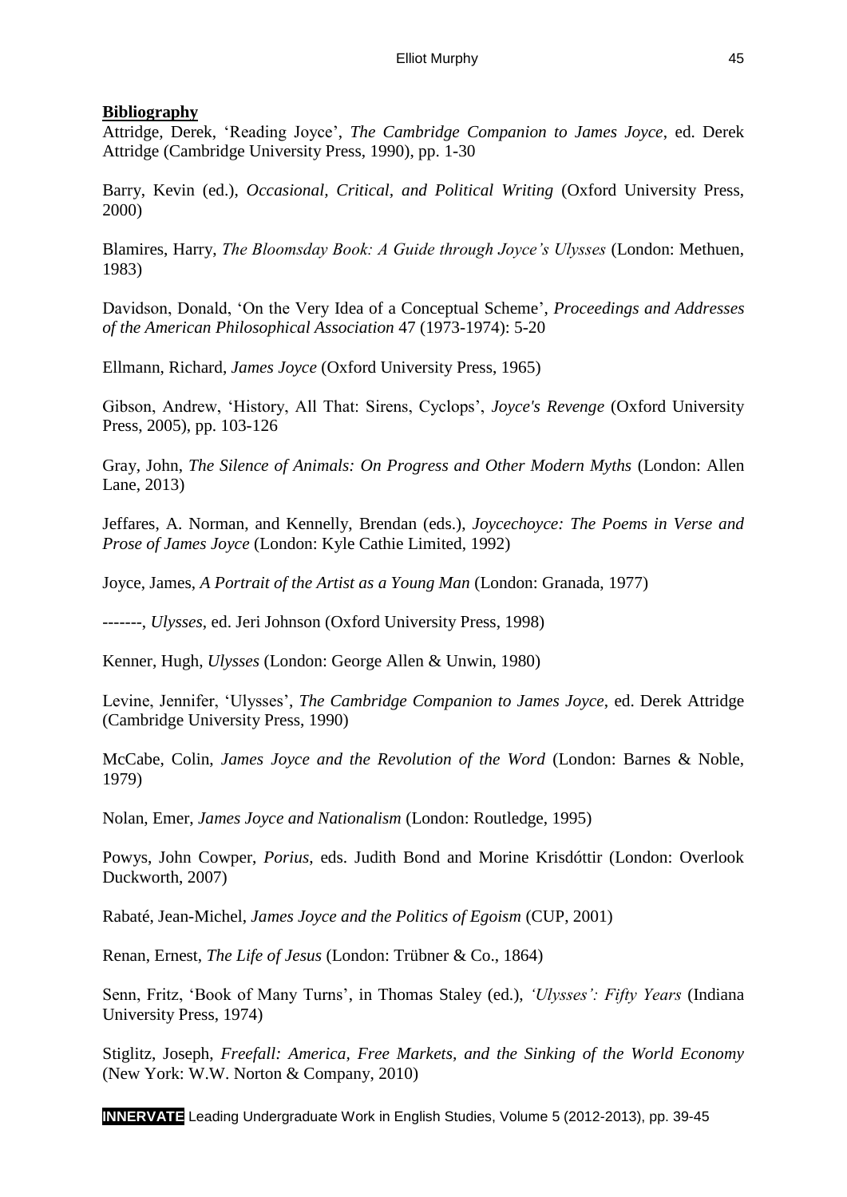**Bibliography**

Attridge, Derek, 'Reading Joyce', *The Cambridge Companion to James Joyce*, ed. Derek Attridge (Cambridge University Press, 1990), pp. 1-30

Barry, Kevin (ed.), *Occasional, Critical, and Political Writing* (Oxford University Press, 2000)

Blamires, Harry, *The Bloomsday Book: A Guide through Joyce's Ulysses* (London: Methuen, 1983)

Davidson, Donald, 'On the Very Idea of a Conceptual Scheme', *Proceedings and Addresses of the American Philosophical Association* 47 (1973-1974): 5-20

Ellmann, Richard, *James Joyce* (Oxford University Press, 1965)

Gibson, Andrew, 'History, All That: Sirens, Cyclops', *Joyce's Revenge* (Oxford University Press, 2005), pp. 103-126

Gray, John, *The Silence of Animals: On Progress and Other Modern Myths* (London: Allen Lane, 2013)

Jeffares, A. Norman, and Kennelly, Brendan (eds.), *Joycechoyce: The Poems in Verse and Prose of James Joyce* (London: Kyle Cathie Limited, 1992)

Joyce, James, *A Portrait of the Artist as a Young Man* (London: Granada, 1977)

-------, *Ulysses*, ed. Jeri Johnson (Oxford University Press, 1998)

Kenner, Hugh, *Ulysses* (London: George Allen & Unwin, 1980)

Levine, Jennifer, 'Ulysses', *The Cambridge Companion to James Joyce*, ed. Derek Attridge (Cambridge University Press, 1990)

McCabe, Colin, *James Joyce and the Revolution of the Word* (London: Barnes & Noble, 1979)

Nolan, Emer, *James Joyce and Nationalism* (London: Routledge, 1995)

Powys, John Cowper, *Porius*, eds. Judith Bond and Morine Krisdóttir (London: Overlook Duckworth, 2007)

Rabaté, Jean-Michel, *James Joyce and the Politics of Egoism* (CUP, 2001)

Renan, Ernest, *The Life of Jesus* (London: Trübner & Co., 1864)

Senn, Fritz, 'Book of Many Turns', in Thomas Staley (ed.), *'Ulysses': Fifty Years* (Indiana University Press, 1974)

Stiglitz, Joseph, *Freefall: America, Free Markets, and the Sinking of the World Economy* (New York: W.W. Norton & Company, 2010)